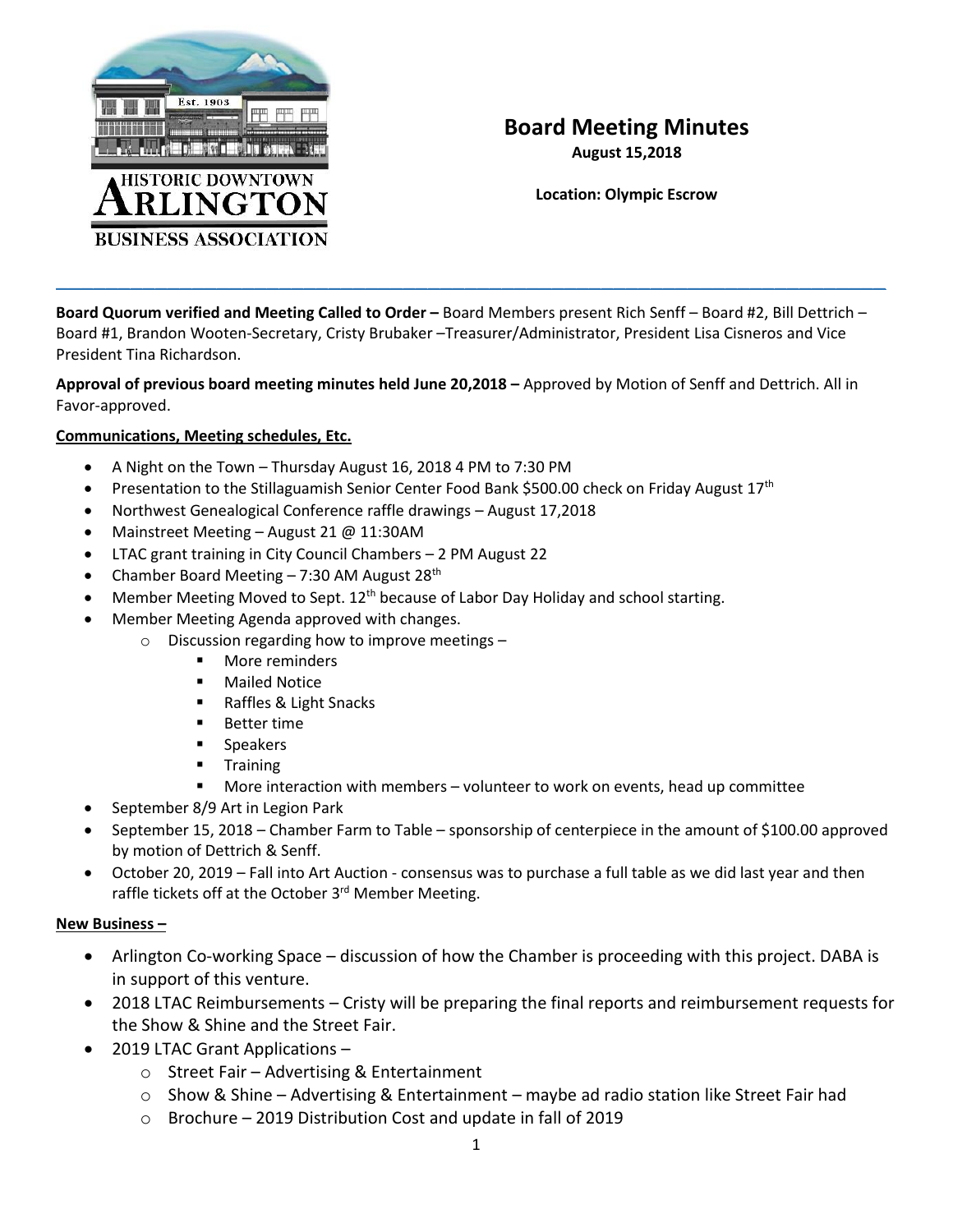HISTORIC DOWNTOWN ARLINGTON BUSINESS ASSOCIATION

# Board Meeting Minutes

**August 15,2018**

**Location: Olympic Escrow**

---

**Board Quorum verified and Meeting Called to Order –** Board Members present Rich Senff – Board #2, Bill Dettrich – Board #1, Brandon Wooten-Secretary, Cristy Brubaker –Treasurer/Administrator, President Lisa Cisneros and Vice President Tina Richardson.

**Approval of previous board meeting minutes held June 20,2018 –** Approved by Motion of Senff and Dettrich. All in Favor-approved.

**Communications, Meeting schedules, Etc.**

- A Night on the Town – Thursday August 16, 2018 4 PM to 7:30 PM
- Presentation to the Stillaguamish Senior Center Food Bank $500.00 check on Friday August 17th
- Northwest Genealogical Conference raffle drawings – August 17,2018
- Mainstreet Meeting – August 21 @ 11:30AM
- LTAC grant training in City Council Chambers – 2 PM August 22
- Chamber Board Meeting – 7:30 AM August 28th
- Member Meeting Moved to Sept. 12th because of Labor Day Holiday and school starting.
- Member Meeting Agenda approved with changes.
  - Discussion regarding how to improve meetings –
    - More reminders
    - Mailed Notice
    - Raffles & Light Snacks
    - Better time
    - Speakers
    - Training
    - More interaction with members – volunteer to work on events, head up committee
- September 8/9 Art in Legion Park
- September 15, 2018 – Chamber Farm to Table – sponsorship of centerpiece in the amount of $100.00 approved by motion of Dettrich & Senff.
- October 20, 2019 – Fall into Art Auction - consensus was to purchase a full table as we did last year and then raffle tickets off at the October 3rd Member Meeting.

**New Business –**

- Arlington Co-working Space – discussion of how the Chamber is proceeding with this project. DABA is in support of this venture.
- 2018 LTAC Reimbursements – Cristy will be preparing the final reports and reimbursement requests for the Show & Shine and the Street Fair.
- 2019 LTAC Grant Applications –
  - Street Fair – Advertising & Entertainment
  - Show & Shine – Advertising & Entertainment – maybe ad radio station like Street Fair had
  - Brochure – 2019 Distribution Cost and update in fall of 2019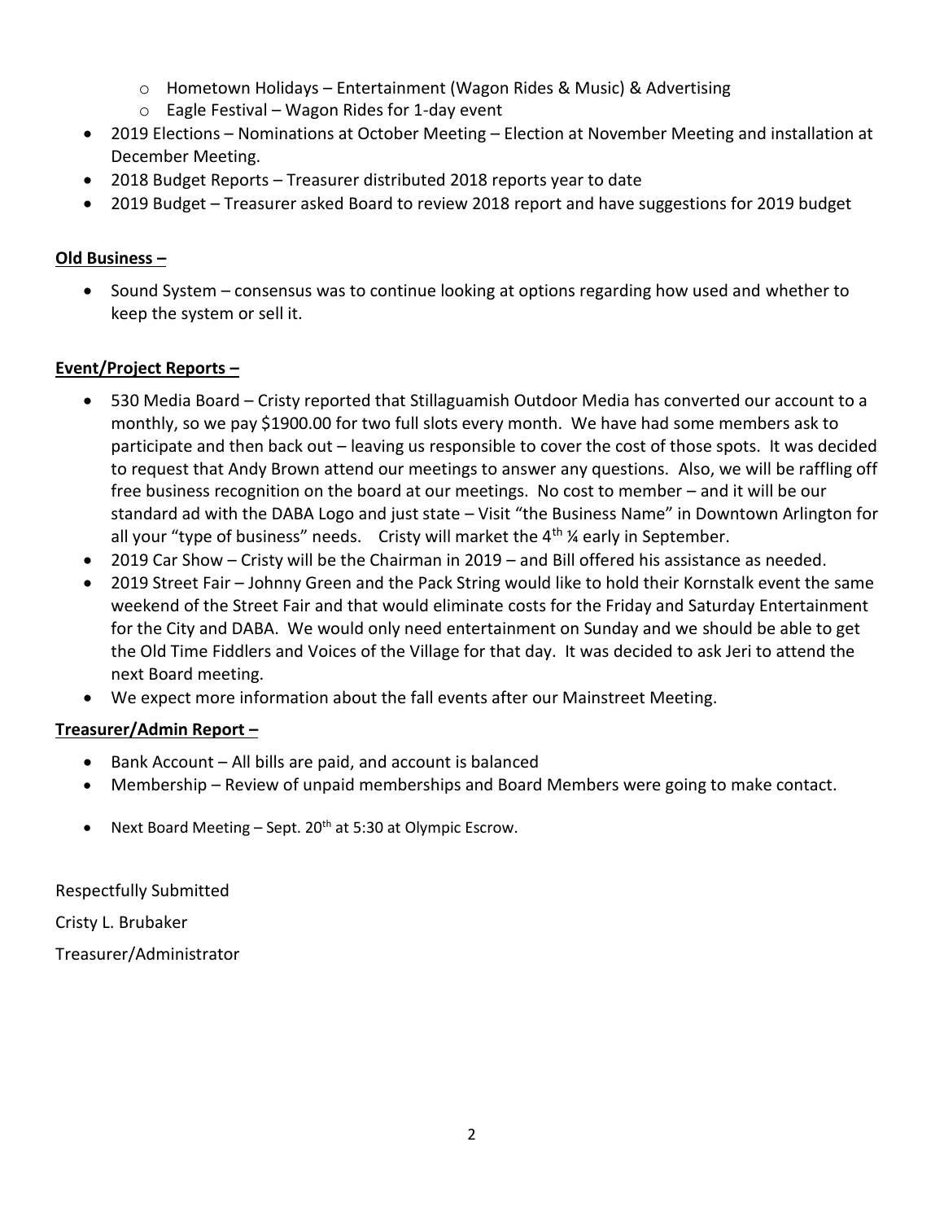- Hometown Holidays – Entertainment (Wagon Rides & Music) & Advertising
  - Eagle Festival – Wagon Rides for 1-day event
- 2019 Elections – Nominations at October Meeting – Election at November Meeting and installation at December Meeting.
- 2018 Budget Reports – Treasurer distributed 2018 reports year to date
- 2019 Budget – Treasurer asked Board to review 2018 report and have suggestions for 2019 budget

**<u>Old Business –</u>**

- Sound System – consensus was to continue looking at options regarding how used and whether to keep the system or sell it.

**<u>Event/Project Reports –</u>**

- 530 Media Board – Cristy reported that Stillaguamish Outdoor Media has converted our account to a monthly, so we pay $1900.00 for two full slots every month. We have had some members ask to participate and then back out – leaving us responsible to cover the cost of those spots. It was decided to request that Andy Brown attend our meetings to answer any questions. Also, we will be raffling off free business recognition on the board at our meetings. No cost to member – and it will be our standard ad with the DABA Logo and just state – Visit "the Business Name" in Downtown Arlington for all your "type of business" needs. Cristy will market the 4th ¼ early in September.
- 2019 Car Show – Cristy will be the Chairman in 2019 – and Bill offered his assistance as needed.
- 2019 Street Fair – Johnny Green and the Pack String would like to hold their Kornstalk event the same weekend of the Street Fair and that would eliminate costs for the Friday and Saturday Entertainment for the City and DABA. We would only need entertainment on Sunday and we should be able to get the Old Time Fiddlers and Voices of the Village for that day. It was decided to ask Jeri to attend the next Board meeting.
- We expect more information about the fall events after our Mainstreet Meeting.

**<u>Treasurer/Admin Report –</u>**

- Bank Account – All bills are paid, and account is balanced
- Membership – Review of unpaid memberships and Board Members were going to make contact.

- Next Board Meeting – Sept. 20th at 5:30 at Olympic Escrow.

Respectfully Submitted

Cristy L. Brubaker

Treasurer/Administrator